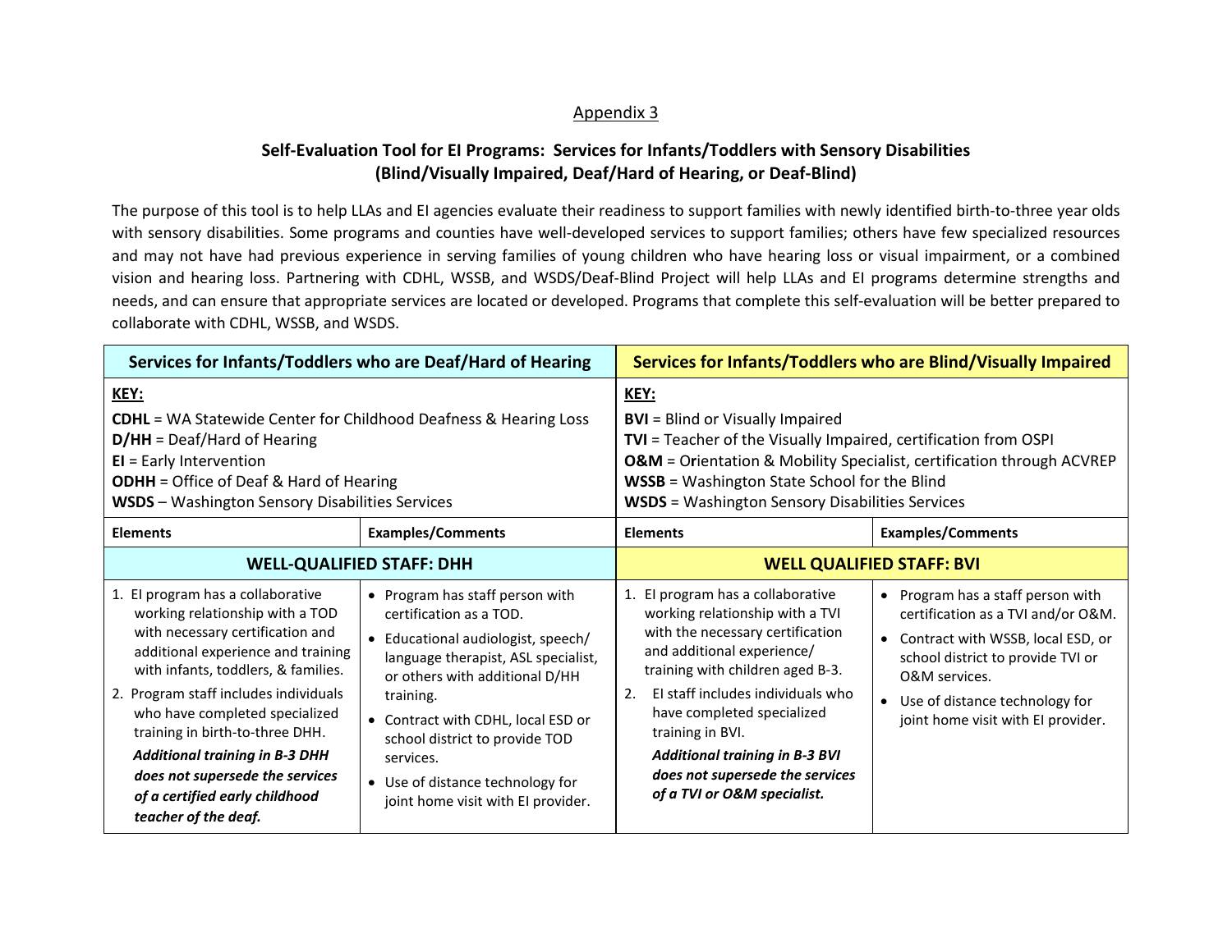Appendix 3

## Self-Evaluation Tool for EI Programs: Services for Infants/Toddlers with Sensory Disabilities (Blind/Visually Impaired, Deaf/Hard of Hearing, or Deaf-Blind)

The purpose of this tool is to help LLAs and EI agencies evaluate their readiness to support families with newly identified birth-to-three year olds with sensory disabilities. Some programs and counties have well-developed services to support families; others have few specialized resources and may not have had previous experience in serving families of young children who have hearing loss or visual impairment, or a combined vision and hearing loss. Partnering with CDHL, WSSB, and WSDS/Deaf-Blind Project will help LLAs and EI programs determine strengths and needs, and can ensure that appropriate services are located or developed. Programs that complete this self-evaluation will be better prepared to collaborate with CDHL, WSSB, and WSDS.

| **Services for Infants/Toddlers who are Deaf/Hard of Hearing** | | **Services for Infants/Toddlers who are Blind/Visually Impaired** | |
|---|---|---|---|
| **KEY:**<br>**CDHL** = WA Statewide Center for Childhood Deafness & Hearing Loss<br>**D/HH** = Deaf/Hard of Hearing<br>**EI** = Early Intervention<br>**ODHH** = Office of Deaf & Hard of Hearing<br>**WSDS** – Washington Sensory Disabilities Services | | **KEY:**<br>**BVI** = Blind or Visually Impaired<br>**TVI** = Teacher of the Visually Impaired, certification from OSPI<br>**O&M** = Orientation & Mobility Specialist, certification through ACVREP<br>**WSSB** = Washington State School for the Blind<br>**WSDS** = Washington Sensory Disabilities Services | |
| **Elements** | **Examples/Comments** | **Elements** | **Examples/Comments** |
| **WELL-QUALIFIED STAFF: DHH** | | **WELL QUALIFIED STAFF: BVI** | |
| 1. EI program has a collaborative working relationship with a TOD with necessary certification and additional experience and training with infants, toddlers, & families.<br>2. Program staff includes individuals who have completed specialized training in birth-to-three DHH.<br>***Additional training in B-3 DHH does not supersede the services of a certified early childhood teacher of the deaf.*** | • Program has staff person with certification as a TOD.<br>• Educational audiologist, speech/ language therapist, ASL specialist, or others with additional D/HH training.<br>• Contract with CDHL, local ESD or school district to provide TOD services.<br>• Use of distance technology for joint home visit with EI provider. | 1. EI program has a collaborative working relationship with a TVI with the necessary certification and additional experience/ training with children aged B-3.<br>2. EI staff includes individuals who have completed specialized training in BVI.<br>***Additional training in B-3 BVI does not supersede the services of a TVI or O&M specialist.*** | • Program has a staff person with certification as a TVI and/or O&M.<br>• Contract with WSSB, local ESD, or school district to provide TVI or O&M services.<br>• Use of distance technology for joint home visit with EI provider. |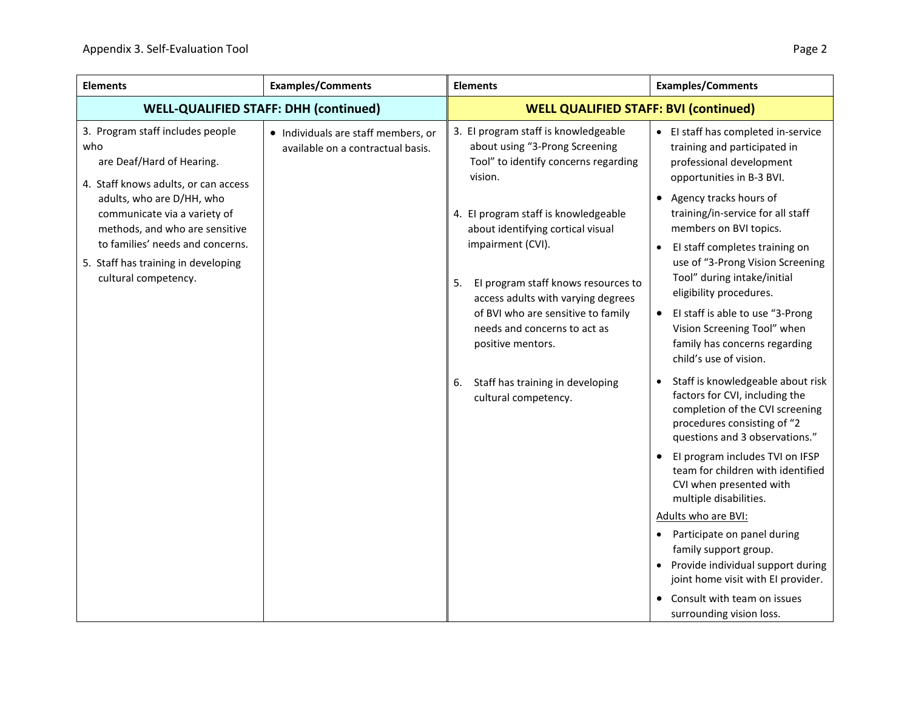| Elements | Examples/Comments | Elements | Examples/Comments |
|---|---|---|---|
| **WELL-QUALIFIED STAFF: DHH (continued)** | | **WELL QUALIFIED STAFF: BVI (continued)** | |
| 3. Program staff includes people who are Deaf/Hard of Hearing.<br>4. Staff knows adults, or can access adults, who are D/HH, who communicate via a variety of methods, and who are sensitive to families' needs and concerns.<br>5. Staff has training in developing cultural competency. | • Individuals are staff members, or available on a contractual basis. | 3. EI program staff is knowledgeable about using "3-Prong Screening Tool" to identify concerns regarding vision.<br>4. EI program staff is knowledgeable about identifying cortical visual impairment (CVI).<br>5. EI program staff knows resources to access adults with varying degrees of BVI who are sensitive to family needs and concerns to act as positive mentors.<br>6. Staff has training in developing cultural competency. | • EI staff has completed in-service training and participated in professional development opportunities in B-3 BVI.<br>• Agency tracks hours of training/in-service for all staff members on BVI topics.<br>• EI staff completes training on use of "3-Prong Vision Screening Tool" during intake/initial eligibility procedures.<br>• EI staff is able to use "3-Prong Vision Screening Tool" when family has concerns regarding child's use of vision.<br>• Staff is knowledgeable about risk factors for CVI, including the completion of the CVI screening procedures consisting of "2 questions and 3 observations."<br>• EI program includes TVI on IFSP team for children with identified CVI when presented with multiple disabilities.<br>Adults who are BVI:<br>• Participate on panel during family support group.<br>• Provide individual support during joint home visit with EI provider.<br>• Consult with team on issues surrounding vision loss. |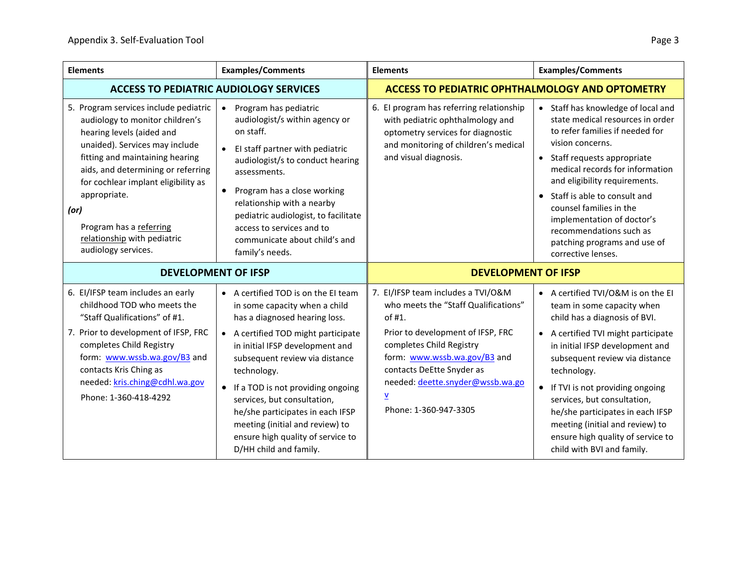| Elements | Examples/Comments | Elements | Examples/Comments |
|---|---|---|---|
| **ACCESS TO PEDIATRIC AUDIOLOGY SERVICES** | | **ACCESS TO PEDIATRIC OPHTHALMOLOGY AND OPTOMETRY** | |
| 5. Program services include pediatric audiology to monitor children's hearing levels (aided and unaided). Services may include fitting and maintaining hearing aids, and determining or referring for cochlear implant eligibility as appropriate.<br>***(or)***<br>Program has a referring relationship with pediatric audiology services. | • Program has pediatric audiologist/s within agency or on staff.<br>• EI staff partner with pediatric audiologist/s to conduct hearing assessments.<br>• Program has a close working relationship with a nearby pediatric audiologist, to facilitate access to services and to communicate about child's and family's needs. | 6. EI program has referring relationship with pediatric ophthalmology and optometry services for diagnostic and monitoring of children's medical and visual diagnosis. | • Staff has knowledge of local and state medical resources in order to refer families if needed for vision concerns.<br>• Staff requests appropriate medical records for information and eligibility requirements.<br>• Staff is able to consult and counsel families in the implementation of doctor's recommendations such as patching programs and use of corrective lenses. |
| **DEVELOPMENT OF IFSP** | | **DEVELOPMENT OF IFSP** | |
| 6. EI/IFSP team includes an early childhood TOD who meets the "Staff Qualifications" of #1.<br>7. Prior to development of IFSP, FRC completes Child Registry form: www.wssb.wa.gov/B3 and contacts Kris Ching as needed: kris.ching@cdhl.wa.gov<br>Phone: 1-360-418-4292 | • A certified TOD is on the EI team in some capacity when a child has a diagnosed hearing loss.<br>• A certified TOD might participate in initial IFSP development and subsequent review via distance technology.<br>• If a TOD is not providing ongoing services, but consultation, he/she participates in each IFSP meeting (initial and review) to ensure high quality of service to D/HH child and family. | 7. EI/IFSP team includes a TVI/O&M who meets the "Staff Qualifications" of #1.<br>Prior to development of IFSP, FRC completes Child Registry form: www.wssb.wa.gov/B3 and contacts DeEtte Snyder as needed: deette.snyder@wssb.wa.gov<br>Phone: 1-360-947-3305 | • A certified TVI/O&M is on the EI team in some capacity when child has a diagnosis of BVI.<br>• A certified TVI might participate in initial IFSP development and subsequent review via distance technology.<br>• If TVI is not providing ongoing services, but consultation, he/she participates in each IFSP meeting (initial and review) to ensure high quality of service to child with BVI and family. |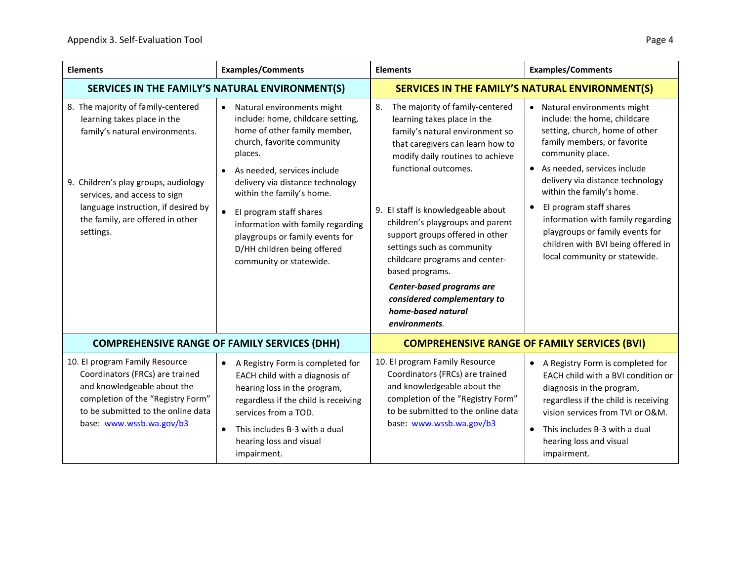| Elements | Examples/Comments | Elements | Examples/Comments |
|---|---|---|---|
| **SERVICES IN THE FAMILY'S NATURAL ENVIRONMENT(S)** | | **SERVICES IN THE FAMILY'S NATURAL ENVIRONMENT(S)** | |
| 8. The majority of family-centered learning takes place in the family's natural environments.<br><br>9. Children's play groups, audiology services, and access to sign language instruction, if desired by the family, are offered in other settings. | • Natural environments might include: home, childcare setting, home of other family member, church, favorite community places.<br>• As needed, services include delivery via distance technology within the family's home.<br>• EI program staff shares information with family regarding playgroups or family events for D/HH children being offered community or statewide. | 8. The majority of family-centered learning takes place in the family's natural environment so that caregivers can learn how to modify daily routines to achieve functional outcomes.<br><br>9. EI staff is knowledgeable about children's playgroups and parent support groups offered in other settings such as community childcare programs and center-based programs.<br>***Center-based programs are considered complementary to home-based natural environments***. | • Natural environments might include: the home, childcare setting, church, home of other family members, or favorite community place.<br>• As needed, services include delivery via distance technology within the family's home.<br>• EI program staff shares information with family regarding playgroups or family events for children with BVI being offered in local community or statewide. |
| **COMPREHENSIVE RANGE OF FAMILY SERVICES (DHH)** | | **COMPREHENSIVE RANGE OF FAMILY SERVICES (BVI)** | |
| 10. EI program Family Resource Coordinators (FRCs) are trained and knowledgeable about the completion of the "Registry Form" to be submitted to the online data base: [www.wssb.wa.gov/b3](www.wssb.wa.gov/b3) | • A Registry Form is completed for EACH child with a diagnosis of hearing loss in the program, regardless if the child is receiving services from a TOD.<br>• This includes B-3 with a dual hearing loss and visual impairment. | 10. EI program Family Resource Coordinators (FRCs) are trained and knowledgeable about the completion of the "Registry Form" to be submitted to the online data base: [www.wssb.wa.gov/b3](www.wssb.wa.gov/b3) | • A Registry Form is completed for EACH child with a BVI condition or diagnosis in the program, regardless if the child is receiving vision services from TVI or O&M.<br>• This includes B-3 with a dual hearing loss and visual impairment. |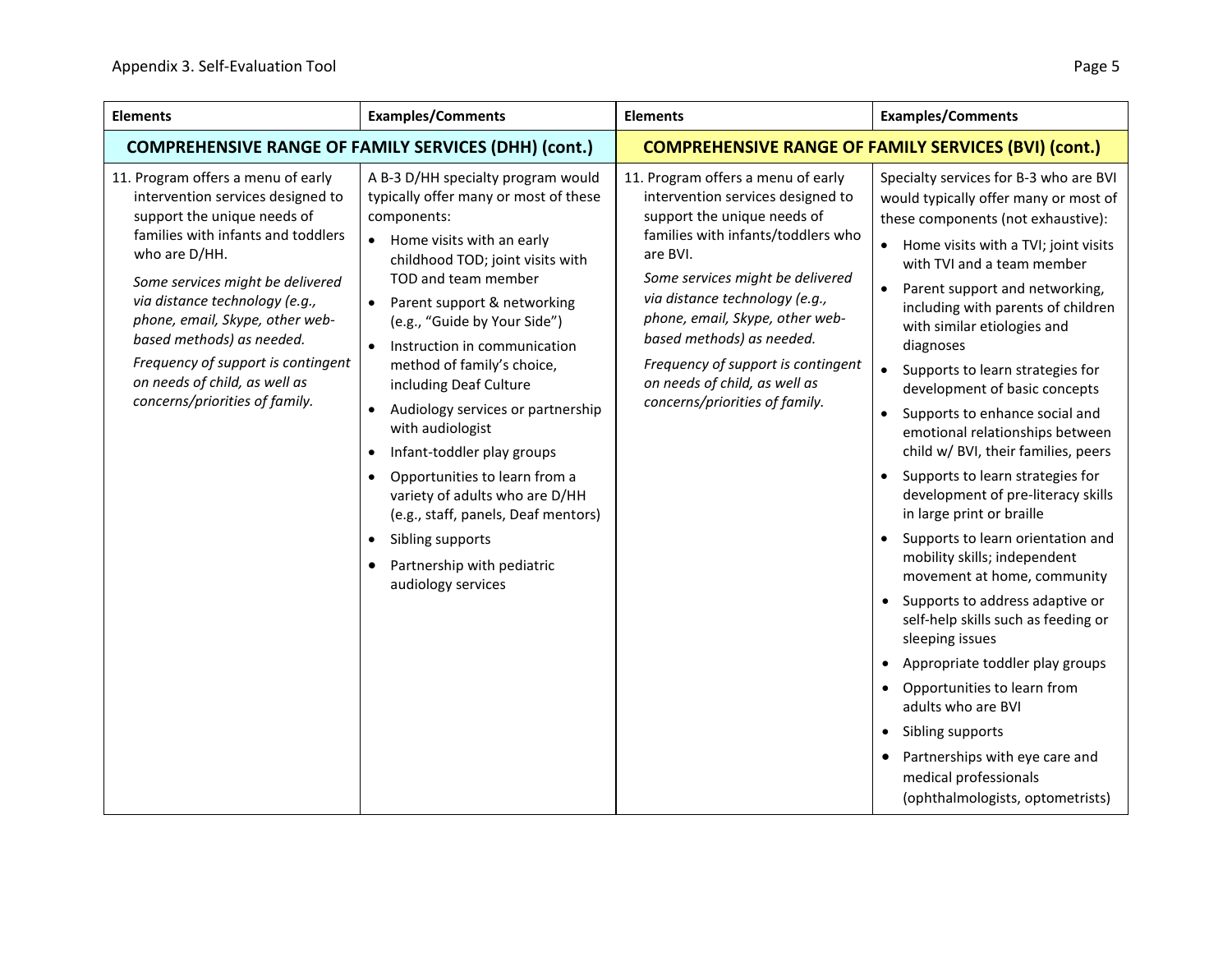| Elements | Examples/Comments | Elements | Examples/Comments |
|---|---|---|---|
| **COMPREHENSIVE RANGE OF FAMILY SERVICES (DHH) (cont.)** | | **COMPREHENSIVE RANGE OF FAMILY SERVICES (BVI) (cont.)** | |
| 11. Program offers a menu of early intervention services designed to support the unique needs of families with infants and toddlers who are D/HH.<br>*Some services might be delivered via distance technology (e.g., phone, email, Skype, other web-based methods) as needed.*<br>*Frequency of support is contingent on needs of child, as well as concerns/priorities of family.* | A B-3 D/HH specialty program would typically offer many or most of these components:<br>• Home visits with an early childhood TOD; joint visits with TOD and team member<br>• Parent support & networking (e.g., "Guide by Your Side")<br>• Instruction in communication method of family's choice, including Deaf Culture<br>• Audiology services or partnership with audiologist<br>• Infant-toddler play groups<br>• Opportunities to learn from a variety of adults who are D/HH (e.g., staff, panels, Deaf mentors)<br>• Sibling supports<br>• Partnership with pediatric audiology services | 11. Program offers a menu of early intervention services designed to support the unique needs of families with infants/toddlers who are BVI.<br>*Some services might be delivered via distance technology (e.g., phone, email, Skype, other web-based methods) as needed.*<br>*Frequency of support is contingent on needs of child, as well as concerns/priorities of family.* | Specialty services for B-3 who are BVI would typically offer many or most of these components (not exhaustive):<br>• Home visits with a TVI; joint visits with TVI and a team member<br>• Parent support and networking, including with parents of children with similar etiologies and diagnoses<br>• Supports to learn strategies for development of basic concepts<br>• Supports to enhance social and emotional relationships between child w/ BVI, their families, peers<br>• Supports to learn strategies for development of pre-literacy skills in large print or braille<br>• Supports to learn orientation and mobility skills; independent movement at home, community<br>• Supports to address adaptive or self-help skills such as feeding or sleeping issues<br>• Appropriate toddler play groups<br>• Opportunities to learn from adults who are BVI<br>• Sibling supports<br>• Partnerships with eye care and medical professionals (ophthalmologists, optometrists) |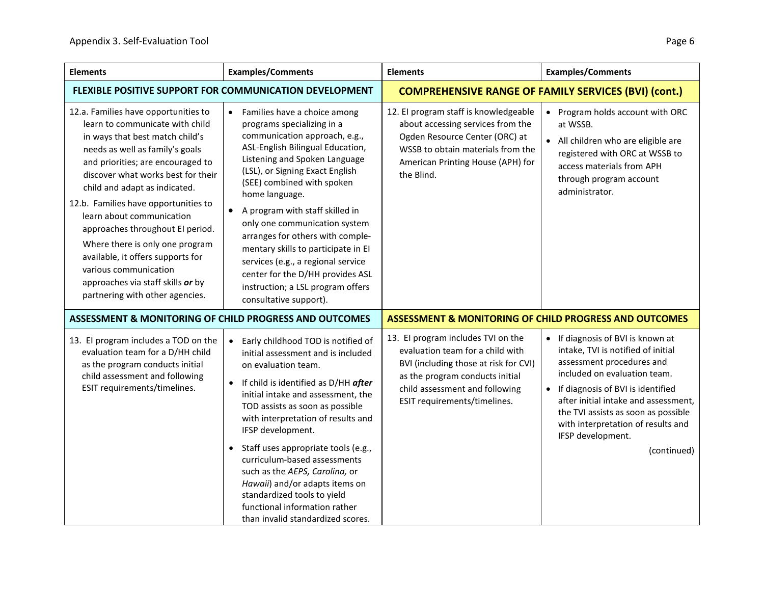| Elements | Examples/Comments | Elements | Examples/Comments |
|---|---|---|---|
| **FLEXIBLE POSITIVE SUPPORT FOR COMMUNICATION DEVELOPMENT** | | **COMPREHENSIVE RANGE OF FAMILY SERVICES (BVI) (cont.)** | |
| 12.a. Families have opportunities to learn to communicate with child in ways that best match child's needs as well as family's goals and priorities; are encouraged to discover what works best for their child and adapt as indicated.<br>12.b. Families have opportunities to learn about communication approaches throughout EI period. Where there is only one program available, it offers supports for various communication approaches via staff skills ***or*** by partnering with other agencies. | • Families have a choice among programs specializing in a communication approach, e.g., ASL-English Bilingual Education, Listening and Spoken Language (LSL), or Signing Exact English (SEE) combined with spoken home language.<br>• A program with staff skilled in only one communication system arranges for others with complementary skills to participate in EI services (e.g., a regional service center for the D/HH provides ASL instruction; a LSL program offers consultative support). | 12. EI program staff is knowledgeable about accessing services from the Ogden Resource Center (ORC) at WSSB to obtain materials from the American Printing House (APH) for the Blind. | • Program holds account with ORC at WSSB.<br>• All children who are eligible are registered with ORC at WSSB to access materials from APH through program account administrator. |
| **ASSESSMENT & MONITORING OF CHILD PROGRESS AND OUTCOMES** | | **ASSESSMENT & MONITORING OF CHILD PROGRESS AND OUTCOMES** | |
| 13. EI program includes a TOD on the evaluation team for a D/HH child as the program conducts initial child assessment and following ESIT requirements/timelines. | • Early childhood TOD is notified of initial assessment and is included on evaluation team.<br>• If child is identified as D/HH ***after*** initial intake and assessment, the TOD assists as soon as possible with interpretation of results and IFSP development.<br>• Staff uses appropriate tools (e.g., curriculum-based assessments such as the *AEPS, Carolina,* or *Hawaii*) and/or adapts items on standardized tools to yield functional information rather than invalid standardized scores. | 13. EI program includes TVI on the evaluation team for a child with BVI (including those at risk for CVI) as the program conducts initial child assessment and following ESIT requirements/timelines. | • If diagnosis of BVI is known at intake, TVI is notified of initial assessment procedures and included on evaluation team.<br>• If diagnosis of BVI is identified after initial intake and assessment, the TVI assists as soon as possible with interpretation of results and IFSP development.<br>(continued) |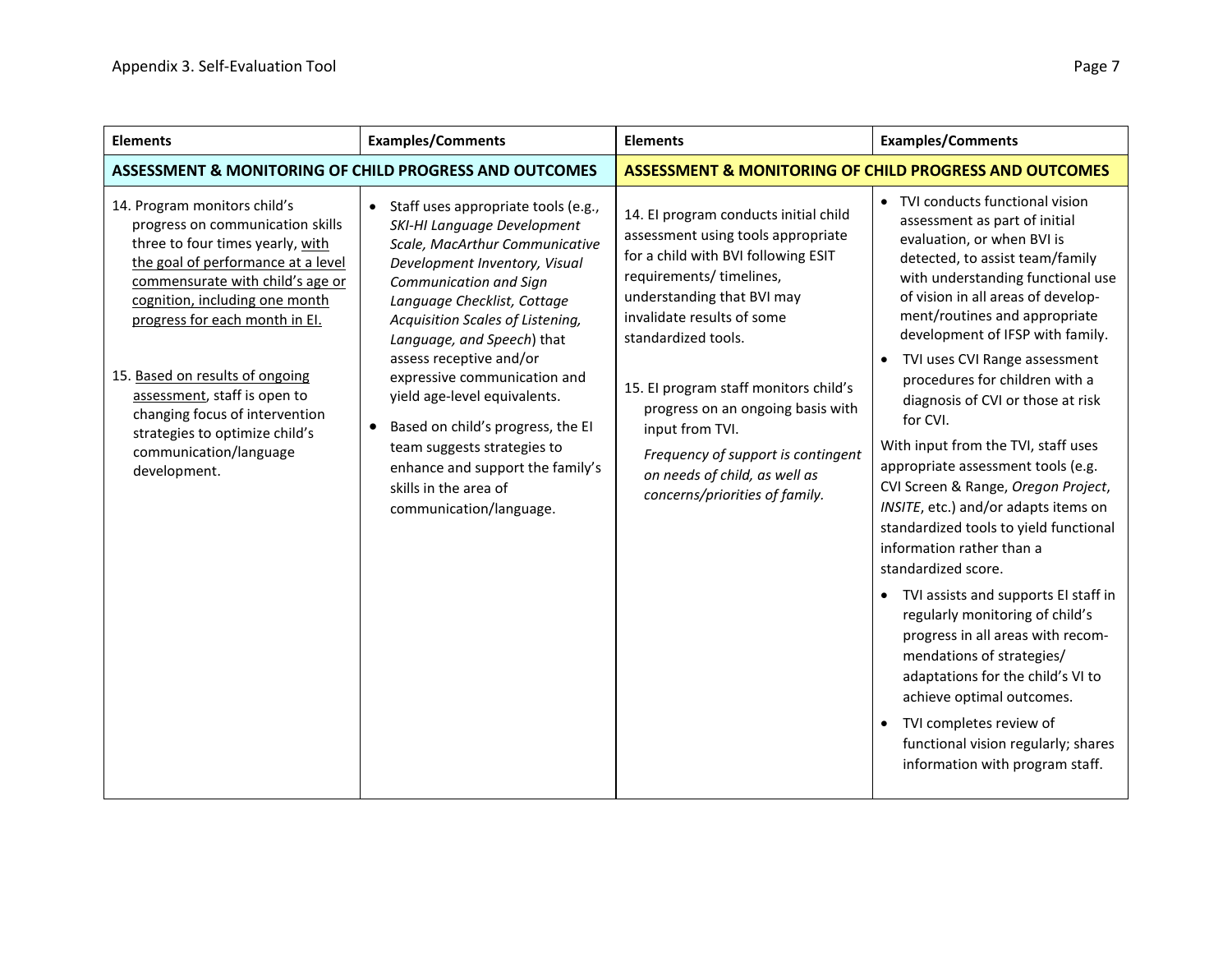Appendix 3. Self-Evaluation Tool

| Elements | Examples/Comments | Elements | Examples/Comments |
|---|---|---|---|
| **ASSESSMENT & MONITORING OF CHILD PROGRESS AND OUTCOMES** | | **ASSESSMENT & MONITORING OF CHILD PROGRESS AND OUTCOMES** | |
| 14. Program monitors child's progress on communication skills three to four times yearly, <u>with the goal of performance at a level commensurate with child's age or cognition, including one month progress for each month in EI.</u><br><br>15. <u>Based on results of ongoing assessment</u>, staff is open to changing focus of intervention strategies to optimize child's communication/language development. | • Staff uses appropriate tools (e.g., *SKI-HI Language Development Scale, MacArthur Communicative Development Inventory, Visual Communication and Sign Language Checklist, Cottage Acquisition Scales of Listening, Language, and Speech*) that assess receptive and/or expressive communication and yield age-level equivalents.<br>• Based on child's progress, the EI team suggests strategies to enhance and support the family's skills in the area of communication/language. | 14. EI program conducts initial child assessment using tools appropriate for a child with BVI following ESIT requirements/ timelines, understanding that BVI may invalidate results of some standardized tools.<br><br>15. EI program staff monitors child's progress on an ongoing basis with input from TVI.<br>*Frequency of support is contingent on needs of child, as well as concerns/priorities of family.* | • TVI conducts functional vision assessment as part of initial evaluation, or when BVI is detected, to assist team/family with understanding functional use of vision in all areas of development/routines and appropriate development of IFSP with family.<br>• TVI uses CVI Range assessment procedures for children with a diagnosis of CVI or those at risk for CVI.<br>With input from the TVI, staff uses appropriate assessment tools (e.g. CVI Screen & Range, *Oregon Project*, *INSITE*, etc.) and/or adapts items on standardized tools to yield functional information rather than a standardized score.<br>• TVI assists and supports EI staff in regularly monitoring of child's progress in all areas with recommendations of strategies/ adaptations for the child's VI to achieve optimal outcomes.<br>• TVI completes review of functional vision regularly; shares information with program staff. |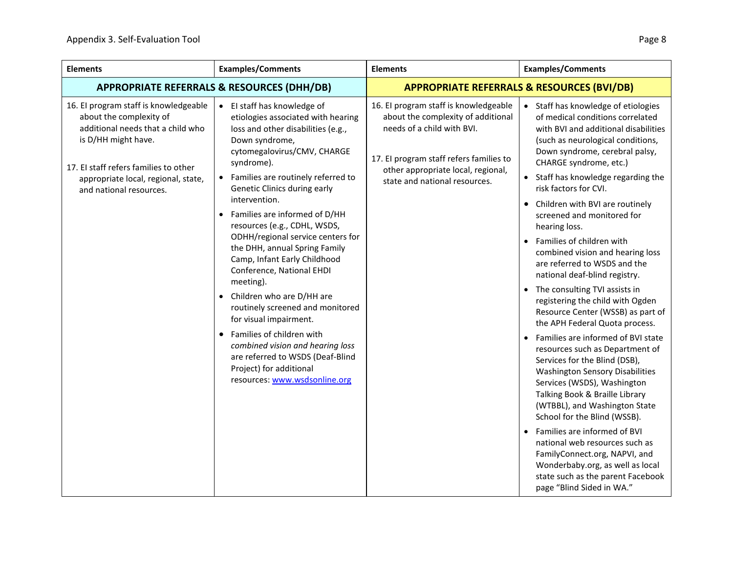| Elements | Examples/Comments | Elements | Examples/Comments |
|---|---|---|---|
| **APPROPRIATE REFERRALS & RESOURCES (DHH/DB)** | | **APPROPRIATE REFERRALS & RESOURCES (BVI/DB)** | |
| 16. EI program staff is knowledgeable about the complexity of additional needs that a child who is D/HH might have.<br><br>17. EI staff refers families to other appropriate local, regional, state, and national resources. | • EI staff has knowledge of etiologies associated with hearing loss and other disabilities (e.g., Down syndrome, cytomegalovirus/CMV, CHARGE syndrome).<br>• Families are routinely referred to Genetic Clinics during early intervention.<br>• Families are informed of D/HH resources (e.g., CDHL, WSDS, ODHH/regional service centers for the DHH, annual Spring Family Camp, Infant Early Childhood Conference, National EHDI meeting).<br>• Children who are D/HH are routinely screened and monitored for visual impairment.<br>• Families of children with *combined vision and hearing loss* are referred to WSDS (Deaf-Blind Project) for additional resources: [www.wsdsonline.org](http://www.wsdsonline.org) | 16. EI program staff is knowledgeable about the complexity of additional needs of a child with BVI.<br><br>17. EI program staff refers families to other appropriate local, regional, state and national resources. | • Staff has knowledge of etiologies of medical conditions correlated with BVI and additional disabilities (such as neurological conditions, Down syndrome, cerebral palsy, CHARGE syndrome, etc.)<br>• Staff has knowledge regarding the risk factors for CVI.<br>• Children with BVI are routinely screened and monitored for hearing loss.<br>• Families of children with combined vision and hearing loss are referred to WSDS and the national deaf-blind registry.<br>• The consulting TVI assists in registering the child with Ogden Resource Center (WSSB) as part of the APH Federal Quota process.<br>• Families are informed of BVI state resources such as Department of Services for the Blind (DSB), Washington Sensory Disabilities Services (WSDS), Washington Talking Book & Braille Library (WTBBL), and Washington State School for the Blind (WSSB).<br>• Families are informed of BVI national web resources such as FamilyConnect.org, NAPVI, and Wonderbaby.org, as well as local state such as the parent Facebook page "Blind Sided in WA." |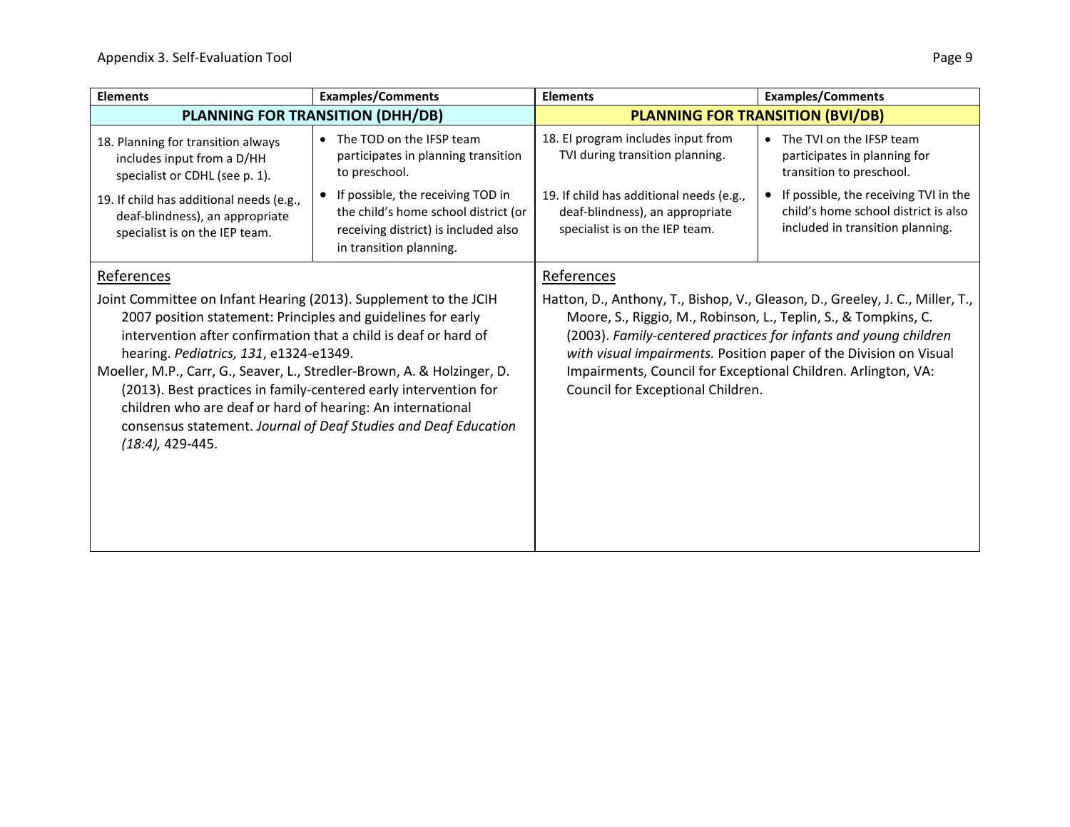| Elements | Examples/Comments | Elements | Examples/Comments |
|---|---|---|---|
| **PLANNING FOR TRANSITION (DHH/DB)** | | **PLANNING FOR TRANSITION (BVI/DB)** | |
| 18. Planning for transition always includes input from a D/HH specialist or CDHL (see p. 1). | • The TOD on the IFSP team participates in planning transition to preschool. | 18. EI program includes input from TVI during transition planning. | • The TVI on the IFSP team participates in planning for transition to preschool. |
| 19. If child has additional needs (e.g., deaf-blindness), an appropriate specialist is on the IEP team. | • If possible, the receiving TOD in the child's home school district (or receiving district) is included also in transition planning. | 19. If child has additional needs (e.g., deaf-blindness), an appropriate specialist is on the IEP team. | • If possible, the receiving TVI in the child's home school district is also included in transition planning. |

References

Joint Committee on Infant Hearing (2013). Supplement to the JCIH 2007 position statement: Principles and guidelines for early intervention after confirmation that a child is deaf or hard of hearing. *Pediatrics, 131*, e1324-e1349.

Moeller, M.P., Carr, G., Seaver, L., Stredler-Brown, A. & Holzinger, D. (2013). Best practices in family-centered early intervention for children who are deaf or hard of hearing: An international consensus statement. *Journal of Deaf Studies and Deaf Education (18:4),* 429-445.

References

Hatton, D., Anthony, T., Bishop, V., Gleason, D., Greeley, J. C., Miller, T., Moore, S., Riggio, M., Robinson, L., Teplin, S., & Tompkins, C. (2003). *Family-centered practices for infants and young children with visual impairments.* Position paper of the Division on Visual Impairments, Council for Exceptional Children. Arlington, VA: Council for Exceptional Children.